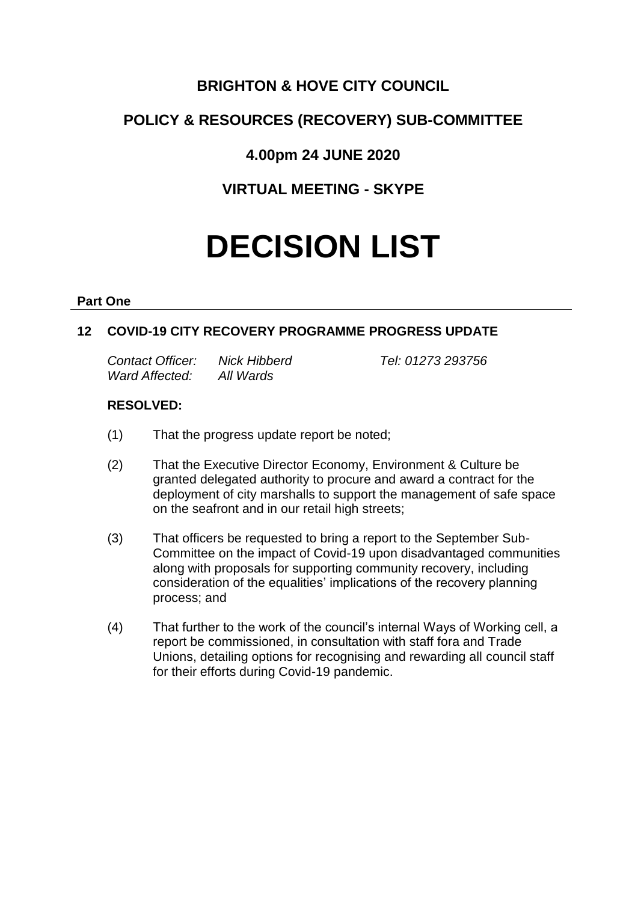# BRIGHTON & HOVE CITY COUNCIL

## POLICY & RESOURCES (RECOVERY) SUB-COMMITTEE

## 4.00pm 24 JUNE 2020

## VIRTUAL MEETING - SKYPE

# DECISION LIST

**Part One**

### 12 COVID-19 CITY RECOVERY PROGRAMME PROGRESS UPDATE

*Contact Officer:* *Nick Hibberd* *Tel: 01273 293756*
*Ward Affected:* *All Wards*

**RESOLVED:**

(1) That the progress update report be noted;

(2) That the Executive Director Economy, Environment & Culture be granted delegated authority to procure and award a contract for the deployment of city marshalls to support the management of safe space on the seafront and in our retail high streets;

(3) That officers be requested to bring a report to the September Sub-Committee on the impact of Covid-19 upon disadvantaged communities along with proposals for supporting community recovery, including consideration of the equalities' implications of the recovery planning process; and

(4) That further to the work of the council's internal Ways of Working cell, a report be commissioned, in consultation with staff fora and Trade Unions, detailing options for recognising and rewarding all council staff for their efforts during Covid-19 pandemic.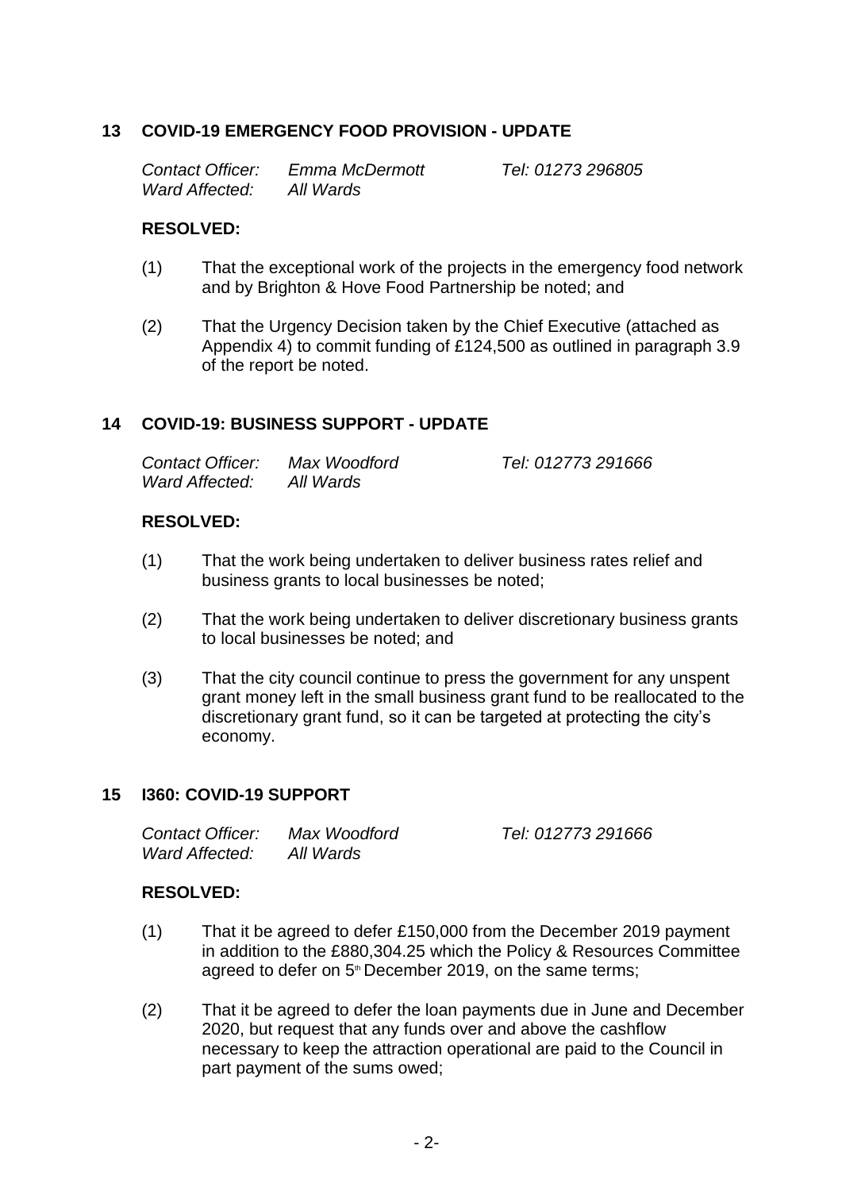## 13 COVID-19 EMERGENCY FOOD PROVISION - UPDATE

*Contact Officer: Emma McDermott Tel: 01273 296805*
*Ward Affected: All Wards*

**RESOLVED:**

(1) That the exceptional work of the projects in the emergency food network and by Brighton & Hove Food Partnership be noted; and

(2) That the Urgency Decision taken by the Chief Executive (attached as Appendix 4) to commit funding of £124,500 as outlined in paragraph 3.9 of the report be noted.

## 14 COVID-19: BUSINESS SUPPORT - UPDATE

*Contact Officer: Max Woodford Tel: 012773 291666*
*Ward Affected: All Wards*

**RESOLVED:**

(1) That the work being undertaken to deliver business rates relief and business grants to local businesses be noted;

(2) That the work being undertaken to deliver discretionary business grants to local businesses be noted; and

(3) That the city council continue to press the government for any unspent grant money left in the small business grant fund to be reallocated to the discretionary grant fund, so it can be targeted at protecting the city's economy.

## 15 I360: COVID-19 SUPPORT

*Contact Officer: Max Woodford Tel: 012773 291666*
*Ward Affected: All Wards*

**RESOLVED:**

(1) That it be agreed to defer £150,000 from the December 2019 payment in addition to the £880,304.25 which the Policy & Resources Committee agreed to defer on 5th December 2019, on the same terms;

(2) That it be agreed to defer the loan payments due in June and December 2020, but request that any funds over and above the cashflow necessary to keep the attraction operational are paid to the Council in part payment of the sums owed;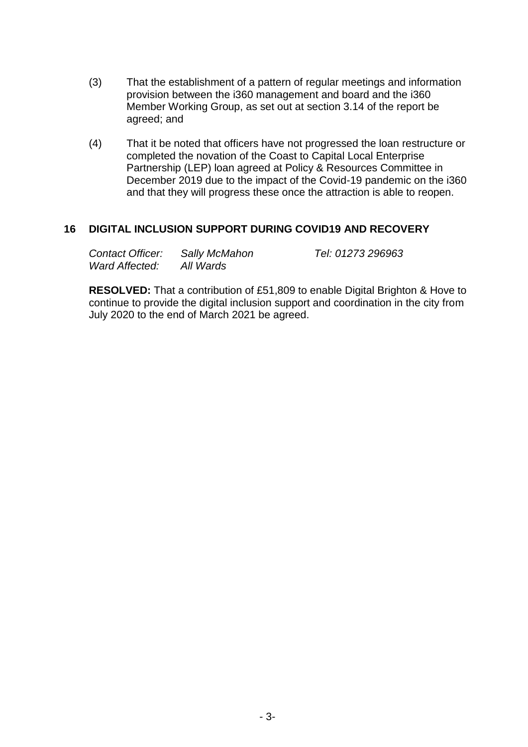(3) That the establishment of a pattern of regular meetings and information provision between the i360 management and board and the i360 Member Working Group, as set out at section 3.14 of the report be agreed; and

(4) That it be noted that officers have not progressed the loan restructure or completed the novation of the Coast to Capital Local Enterprise Partnership (LEP) loan agreed at Policy & Resources Committee in December 2019 due to the impact of the Covid-19 pandemic on the i360 and that they will progress these once the attraction is able to reopen.

## 16 DIGITAL INCLUSION SUPPORT DURING COVID19 AND RECOVERY

| | | |
|---|---|---|
| *Contact Officer:* | *Sally McMahon* | *Tel: 01273 296963* |
| *Ward Affected:* | *All Wards* | |

**RESOLVED:** That a contribution of £51,809 to enable Digital Brighton & Hove to continue to provide the digital inclusion support and coordination in the city from July 2020 to the end of March 2021 be agreed.